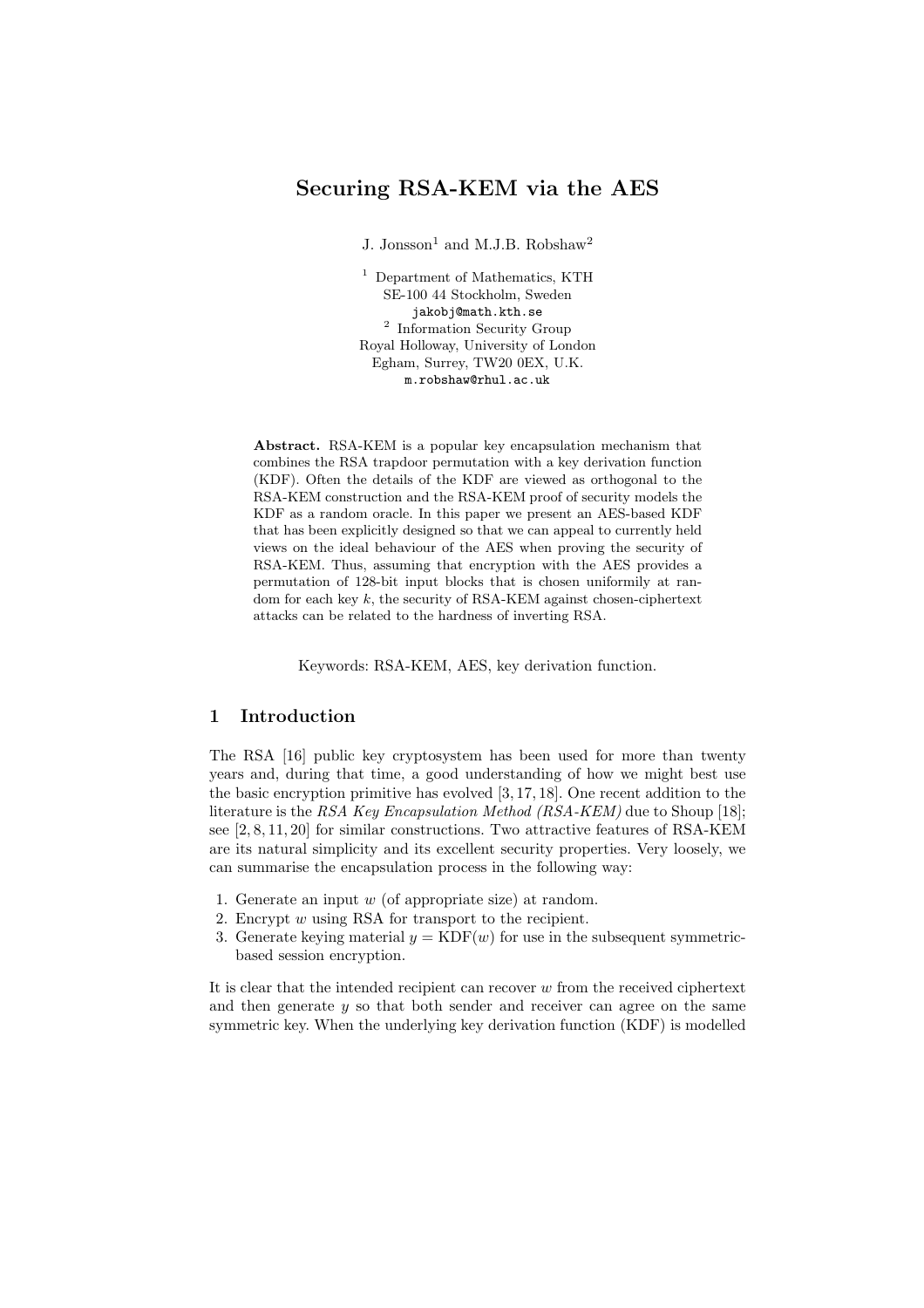# Securing RSA-KEM via the AES

J. Jonsson[1] and M.J.B. Robshaw[2]

[1] Department of Mathematics, KTH
SE-100 44 Stockholm, Sweden
jakobj@math.kth.se

[2] Information Security Group
Royal Holloway, University of London
Egham, Surrey, TW20 0EX, U.K.
m.robshaw@rhul.ac.uk

**Abstract.** RSA-KEM is a popular key encapsulation mechanism that combines the RSA trapdoor permutation with a key derivation function (KDF). Often the details of the KDF are viewed as orthogonal to the RSA-KEM construction and the RSA-KEM proof of security models the KDF as a random oracle. In this paper we present an AES-based KDF that has been explicitly designed so that we can appeal to currently held views on the ideal behaviour of the AES when proving the security of RSA-KEM. Thus, assuming that encryption with the AES provides a permutation of 128-bit input blocks that is chosen uniformily at random for each key $k$, the security of RSA-KEM against chosen-ciphertext attacks can be related to the hardness of inverting RSA.

Keywords: RSA-KEM, AES, key derivation function.

## 1 Introduction

The RSA [16] public key cryptosystem has been used for more than twenty years and, during that time, a good understanding of how we might best use the basic encryption primitive has evolved [3, 17, 18]. One recent addition to the literature is the *RSA Key Encapsulation Method (RSA-KEM)* due to Shoup [18]; see [2, 8, 11, 20] for similar constructions. Two attractive features of RSA-KEM are its natural simplicity and its excellent security properties. Very loosely, we can summarise the encapsulation process in the following way:

1. Generate an input $w$ (of appropriate size) at random.
2. Encrypt $w$ using RSA for transport to the recipient.
3. Generate keying material $y = \text{KDF}(w)$ for use in the subsequent symmetric-based session encryption.

It is clear that the intended recipient can recover $w$ from the received ciphertext and then generate $y$ so that both sender and receiver can agree on the same symmetric key. When the underlying key derivation function (KDF) is modelled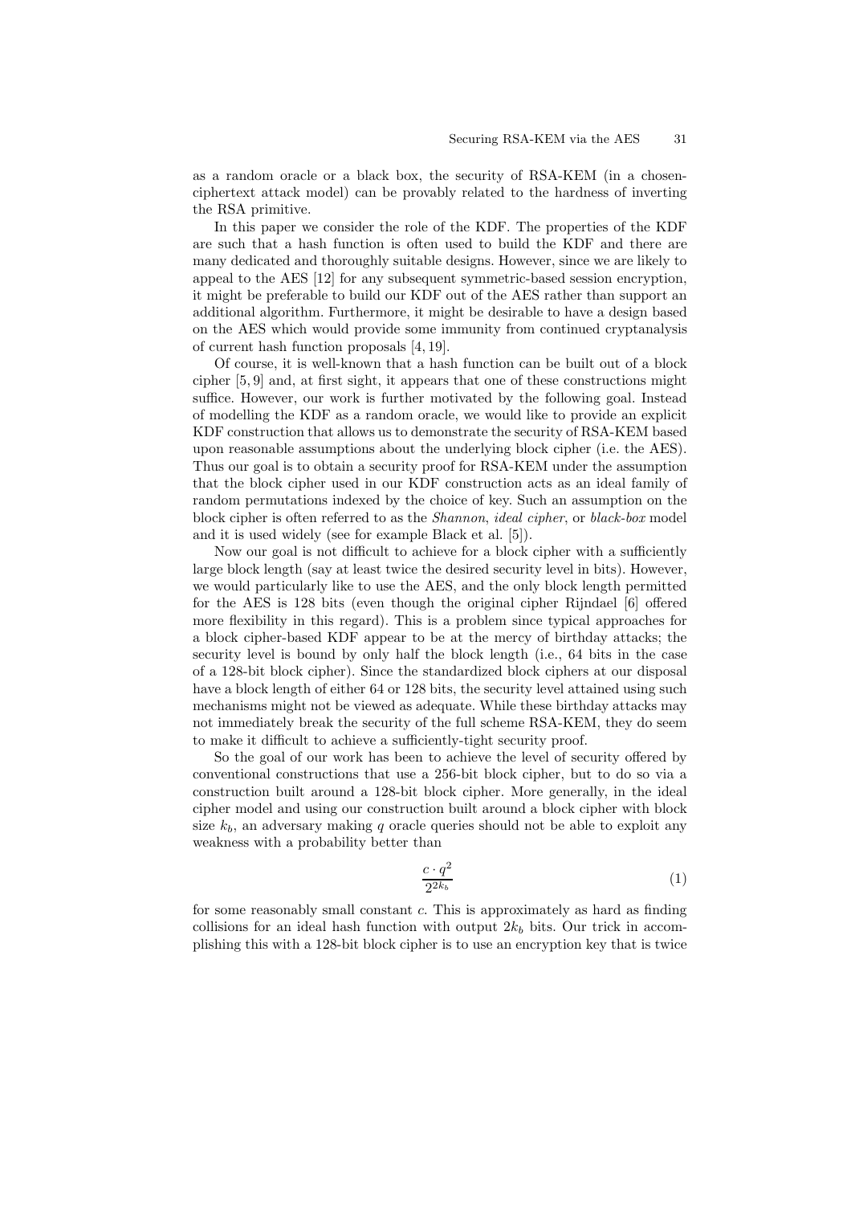as a random oracle or a black box, the security of RSA-KEM (in a chosen-ciphertext attack model) can be provably related to the hardness of inverting the RSA primitive.

In this paper we consider the role of the KDF. The properties of the KDF are such that a hash function is often used to build the KDF and there are many dedicated and thoroughly suitable designs. However, since we are likely to appeal to the AES [12] for any subsequent symmetric-based session encryption, it might be preferable to build our KDF out of the AES rather than support an additional algorithm. Furthermore, it might be desirable to have a design based on the AES which would provide some immunity from continued cryptanalysis of current hash function proposals [4, 19].

Of course, it is well-known that a hash function can be built out of a block cipher [5, 9] and, at first sight, it appears that one of these constructions might suffice. However, our work is further motivated by the following goal. Instead of modelling the KDF as a random oracle, we would like to provide an explicit KDF construction that allows us to demonstrate the security of RSA-KEM based upon reasonable assumptions about the underlying block cipher (i.e. the AES). Thus our goal is to obtain a security proof for RSA-KEM under the assumption that the block cipher used in our KDF construction acts as an ideal family of random permutations indexed by the choice of key. Such an assumption on the block cipher is often referred to as the *Shannon*, *ideal cipher*, or *black-box* model and it is used widely (see for example Black et al. [5]).

Now our goal is not difficult to achieve for a block cipher with a sufficiently large block length (say at least twice the desired security level in bits). However, we would particularly like to use the AES, and the only block length permitted for the AES is 128 bits (even though the original cipher Rijndael [6] offered more flexibility in this regard). This is a problem since typical approaches for a block cipher-based KDF appear to be at the mercy of birthday attacks; the security level is bound by only half the block length (i.e., 64 bits in the case of a 128-bit block cipher). Since the standardized block ciphers at our disposal have a block length of either 64 or 128 bits, the security level attained using such mechanisms might not be viewed as adequate. While these birthday attacks may not immediately break the security of the full scheme RSA-KEM, they do seem to make it difficult to achieve a sufficiently-tight security proof.

So the goal of our work has been to achieve the level of security offered by conventional constructions that use a 256-bit block cipher, but to do so via a construction built around a 128-bit block cipher. More generally, in the ideal cipher model and using our construction built around a block cipher with block size $k_b$, an adversary making $q$ oracle queries should not be able to exploit any weakness with a probability better than

$$\frac{c \cdot q^2}{2^{2k_b}} \tag{1}$$

for some reasonably small constant $c$. This is approximately as hard as finding collisions for an ideal hash function with output $2k_b$ bits. Our trick in accomplishing this with a 128-bit block cipher is to use an encryption key that is twice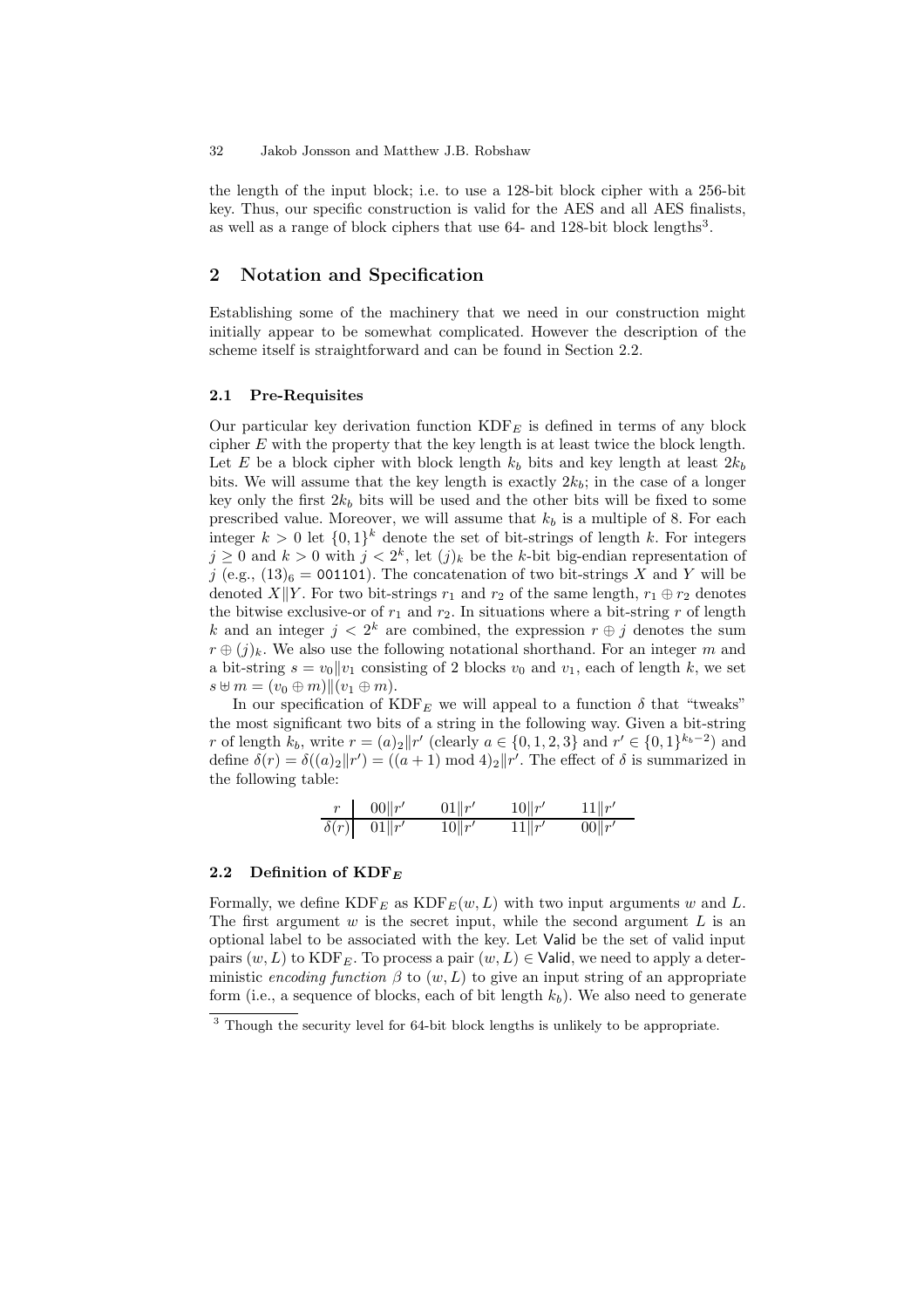the length of the input block; i.e. to use a 128-bit block cipher with a 256-bit key. Thus, our specific construction is valid for the AES and all AES finalists, as well as a range of block ciphers that use 64- and 128-bit block lengths[3].

## 2 Notation and Specification

Establishing some of the machinery that we need in our construction might initially appear to be somewhat complicated. However the description of the scheme itself is straightforward and can be found in Section 2.2.

### 2.1 Pre-Requisites

Our particular key derivation function $\mathrm{KDF}_E$ is defined in terms of any block cipher $E$ with the property that the key length is at least twice the block length. Let $E$ be a block cipher with block length $k_b$ bits and key length at least $2k_b$ bits. We will assume that the key length is exactly $2k_b$; in the case of a longer key only the first $2k_b$ bits will be used and the other bits will be fixed to some prescribed value. Moreover, we will assume that $k_b$ is a multiple of 8. For each integer $k > 0$ let $\{0,1\}^k$ denote the set of bit-strings of length $k$. For integers $j \geq 0$ and $k > 0$ with $j < 2^k$, let $(j)_k$ be the $k$-bit big-endian representation of $j$ (e.g., $(13)_6 = \texttt{001101}$). The concatenation of two bit-strings $X$ and $Y$ will be denoted $X \| Y$. For two bit-strings $r_1$ and $r_2$ of the same length, $r_1 \oplus r_2$ denotes the bitwise exclusive-or of $r_1$ and $r_2$. In situations where a bit-string $r$ of length $k$ and an integer $j < 2^k$ are combined, the expression $r \oplus j$ denotes the sum $r \oplus (j)_k$. We also use the following notational shorthand. For an integer $m$ and a bit-string $s = v_0 \| v_1$ consisting of 2 blocks $v_0$ and $v_1$, each of length $k$, we set $s \uplus m = (v_0 \oplus m) \| (v_1 \oplus m)$.

In our specification of $\mathrm{KDF}_E$ we will appeal to a function $\delta$ that "tweaks" the most significant two bits of a string in the following way. Given a bit-string $r$ of length $k_b$, write $r = (a)_2 \| r'$ (clearly $a \in \{0,1,2,3\}$ and $r' \in \{0,1\}^{k_b - 2}$) and define $\delta(r) = \delta((a)_2 \| r') = ((a+1) \bmod 4)_2 \| r'$. The effect of $\delta$ is summarized in the following table:

| $r$ | $00 \| r'$ | $01 \| r'$ | $10 \| r'$ | $11 \| r'$ |
|---|---|---|---|---|
| $\delta(r)$ | $01 \| r'$ | $10 \| r'$ | $11 \| r'$ | $00 \| r'$ |

### 2.2 Definition of $\mathrm{KDF}_E$

Formally, we define $\mathrm{KDF}_E$ as $\mathrm{KDF}_E(w, L)$ with two input arguments $w$ and $L$. The first argument $w$ is the secret input, while the second argument $L$ is an optional label to be associated with the key. Let $\mathsf{Valid}$ be the set of valid input pairs $(w, L)$ to $\mathrm{KDF}_E$. To process a pair $(w, L) \in \mathsf{Valid}$, we need to apply a deterministic *encoding function* $\beta$ to $(w, L)$ to give an input string of an appropriate form (i.e., a sequence of blocks, each of bit length $k_b$). We also need to generate

[3] Though the security level for 64-bit block lengths is unlikely to be appropriate.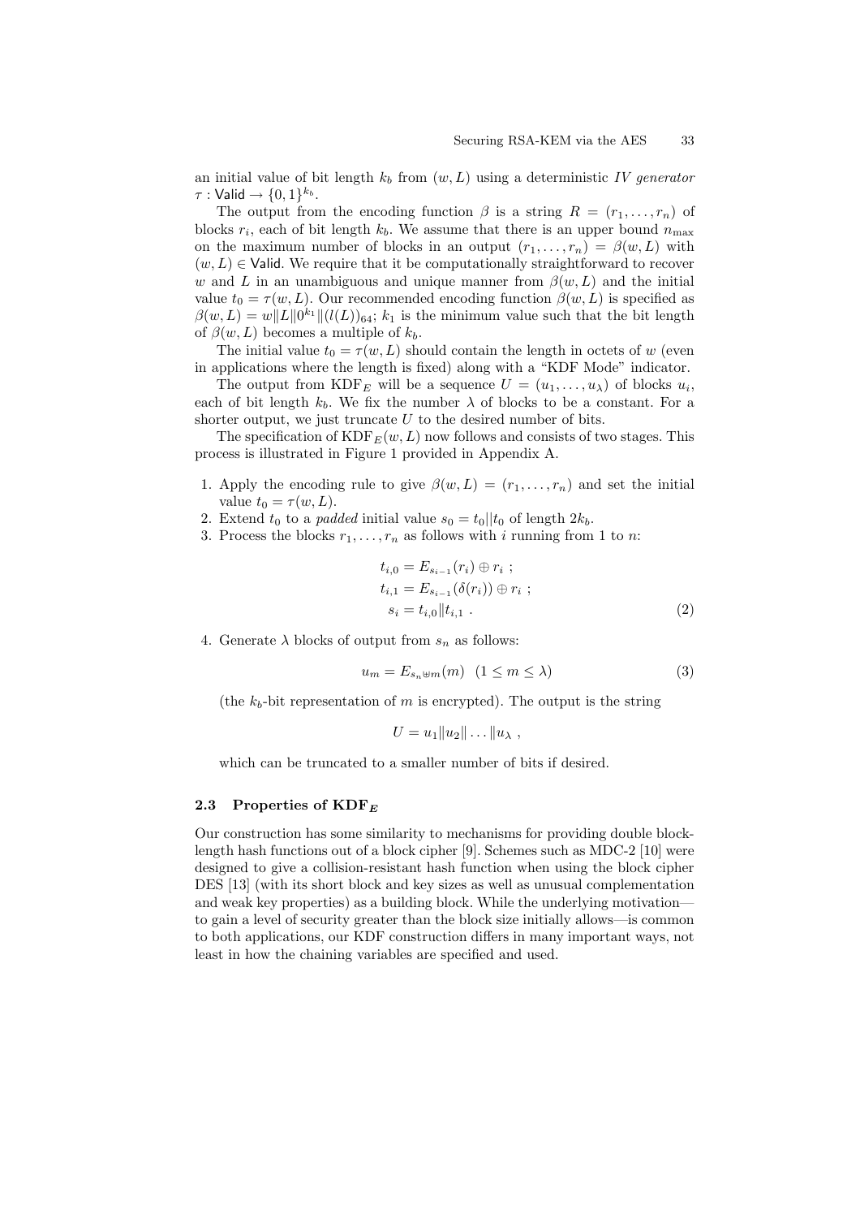an initial value of bit length $k_b$ from $(w, L)$ using a deterministic *IV generator* $\tau : \mathsf{Valid} \rightarrow \{0,1\}^{k_b}$.

The output from the encoding function $\beta$ is a string $R = (r_1, \ldots, r_n)$ of blocks $r_i$, each of bit length $k_b$. We assume that there is an upper bound $n_{\max}$ on the maximum number of blocks in an output $(r_1, \ldots, r_n) = \beta(w, L)$ with $(w, L) \in \mathsf{Valid}$. We require that it be computationally straightforward to recover $w$ and $L$ in an unambiguous and unique manner from $\beta(w, L)$ and the initial value $t_0 = \tau(w, L)$. Our recommended encoding function $\beta(w, L)$ is specified as $\beta(w, L) = w \| L \| 0^{k_1} \| (l(L))_{64}$; $k_1$ is the minimum value such that the bit length of $\beta(w, L)$ becomes a multiple of $k_b$.

The initial value $t_0 = \tau(w, L)$ should contain the length in octets of $w$ (even in applications where the length is fixed) along with a "KDF Mode" indicator.

The output from $\mathrm{KDF}_E$ will be a sequence $U = (u_1, \ldots, u_\lambda)$ of blocks $u_i$, each of bit length $k_b$. We fix the number $\lambda$ of blocks to be a constant. For a shorter output, we just truncate $U$ to the desired number of bits.

The specification of $\mathrm{KDF}_E(w, L)$ now follows and consists of two stages. This process is illustrated in Figure 1 provided in Appendix A.

1. Apply the encoding rule to give $\beta(w, L) = (r_1, \ldots, r_n)$ and set the initial value $t_0 = \tau(w, L)$.
2. Extend $t_0$ to a *padded* initial value $s_0 = t_0 || t_0$ of length $2k_b$.
3. Process the blocks $r_1, \ldots, r_n$ as follows with $i$ running from 1 to $n$:

$$
\begin{aligned}
t_{i,0} &= E_{s_{i-1}}(r_i) \oplus r_i \ ; \\
t_{i,1} &= E_{s_{i-1}}(\delta(r_i)) \oplus r_i \ ; \\
s_i &= t_{i,0} \| t_{i,1} \ .
\end{aligned}
\tag{2}
$$

4. Generate $\lambda$ blocks of output from $s_n$ as follows:

$$
u_m = E_{s_n \uplus m}(m) \quad (1 \leq m \leq \lambda) \tag{3}
$$

(the $k_b$-bit representation of $m$ is encrypted). The output is the string

$$
U = u_1 \| u_2 \| \ldots \| u_\lambda \ ,
$$

which can be truncated to a smaller number of bits if desired.

### 2.3 Properties of $\mathrm{KDF}_E$

Our construction has some similarity to mechanisms for providing double block-length hash functions out of a block cipher [9]. Schemes such as MDC-2 [10] were designed to give a collision-resistant hash function when using the block cipher DES [13] (with its short block and key sizes as well as unusual complementation and weak key properties) as a building block. While the underlying motivation—to gain a level of security greater than the block size initially allows—is common to both applications, our KDF construction differs in many important ways, not least in how the chaining variables are specified and used.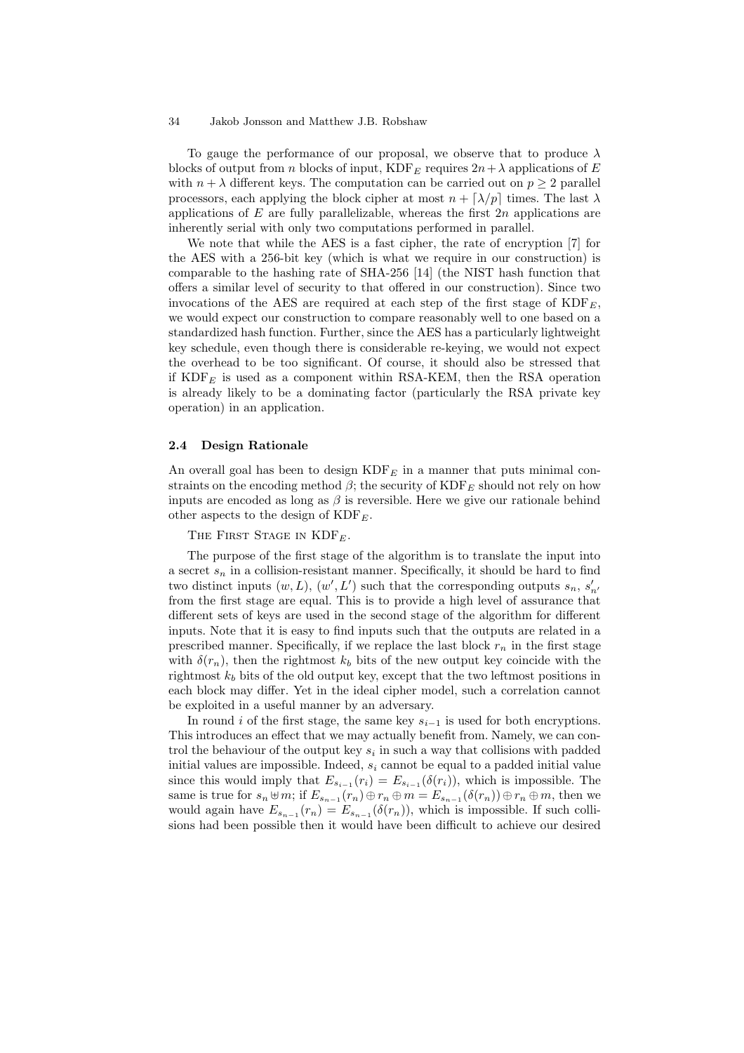To gauge the performance of our proposal, we observe that to produce $\lambda$ blocks of output from $n$ blocks of input, $\mathrm{KDF}_E$ requires $2n + \lambda$ applications of $E$ with $n + \lambda$ different keys. The computation can be carried out on $p \geq 2$ parallel processors, each applying the block cipher at most $n + \lceil \lambda/p \rceil$ times. The last $\lambda$ applications of $E$ are fully parallelizable, whereas the first $2n$ applications are inherently serial with only two computations performed in parallel.

We note that while the AES is a fast cipher, the rate of encryption [7] for the AES with a 256-bit key (which is what we require in our construction) is comparable to the hashing rate of SHA-256 [14] (the NIST hash function that offers a similar level of security to that offered in our construction). Since two invocations of the AES are required at each step of the first stage of $\mathrm{KDF}_E$, we would expect our construction to compare reasonably well to one based on a standardized hash function. Further, since the AES has a particularly lightweight key schedule, even though there is considerable re-keying, we would not expect the overhead to be too significant. Of course, it should also be stressed that if $\mathrm{KDF}_E$ is used as a component within RSA-KEM, then the RSA operation is already likely to be a dominating factor (particularly the RSA private key operation) in an application.

### 2.4 Design Rationale

An overall goal has been to design $\mathrm{KDF}_E$ in a manner that puts minimal constraints on the encoding method $\beta$; the security of $\mathrm{KDF}_E$ should not rely on how inputs are encoded as long as $\beta$ is reversible. Here we give our rationale behind other aspects to the design of $\mathrm{KDF}_E$.

The First Stage in $\mathrm{KDF}_E$.

The purpose of the first stage of the algorithm is to translate the input into a secret $s_n$ in a collision-resistant manner. Specifically, it should be hard to find two distinct inputs $(w, L)$, $(w', L')$ such that the corresponding outputs $s_n$, $s'_{n'}$ from the first stage are equal. This is to provide a high level of assurance that different sets of keys are used in the second stage of the algorithm for different inputs. Note that it is easy to find inputs such that the outputs are related in a prescribed manner. Specifically, if we replace the last block $r_n$ in the first stage with $\delta(r_n)$, then the rightmost $k_b$ bits of the new output key coincide with the rightmost $k_b$ bits of the old output key, except that the two leftmost positions in each block may differ. Yet in the ideal cipher model, such a correlation cannot be exploited in a useful manner by an adversary.

In round $i$ of the first stage, the same key $s_{i-1}$ is used for both encryptions. This introduces an effect that we may actually benefit from. Namely, we can control the behaviour of the output key $s_i$ in such a way that collisions with padded initial values are impossible. Indeed, $s_i$ cannot be equal to a padded initial value since this would imply that $E_{s_{i-1}}(r_i) = E_{s_{i-1}}(\delta(r_i))$, which is impossible. The same is true for $s_n \uplus m$; if $E_{s_{n-1}}(r_n) \oplus r_n \oplus m = E_{s_{n-1}}(\delta(r_n)) \oplus r_n \oplus m$, then we would again have $E_{s_{n-1}}(r_n) = E_{s_{n-1}}(\delta(r_n))$, which is impossible. If such collisions had been possible then it would have been difficult to achieve our desired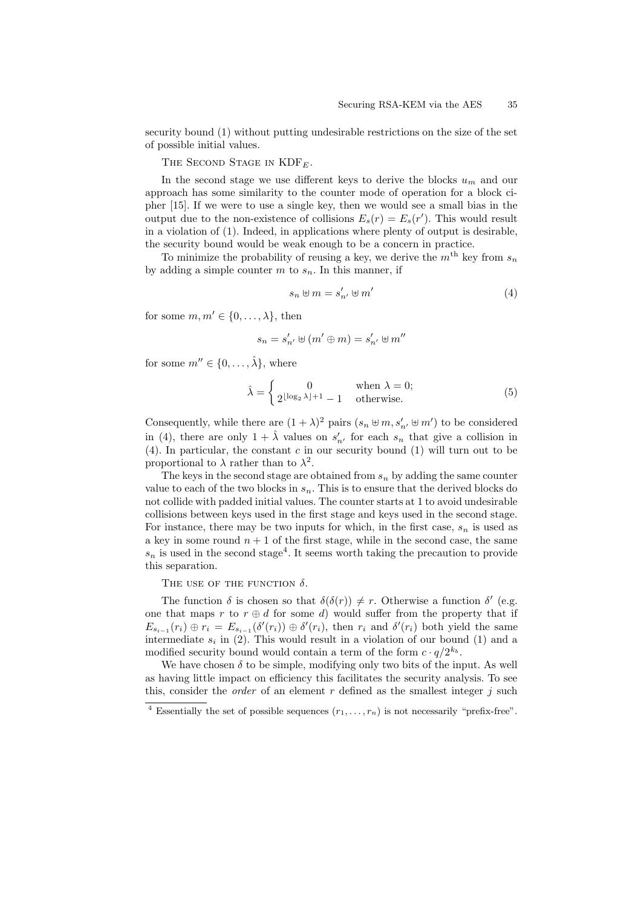security bound (1) without putting undesirable restrictions on the size of the set of possible initial values.

The Second Stage in $\mathrm{KDF}_E$.

In the second stage we use different keys to derive the blocks $u_m$ and our approach has some similarity to the counter mode of operation for a block cipher [15]. If we were to use a single key, then we would see a small bias in the output due to the non-existence of collisions $E_s(r) = E_s(r')$. This would result in a violation of (1). Indeed, in applications where plenty of output is desirable, the security bound would be weak enough to be a concern in practice.

To minimize the probability of reusing a key, we derive the $m^{\text{th}}$ key from $s_n$ by adding a simple counter $m$ to $s_n$. In this manner, if

$$s_n \uplus m = s'_{n'} \uplus m' \tag{4}$$

for some $m, m' \in \{0, \ldots, \lambda\}$, then

$$s_n = s'_{n'} \uplus (m' \oplus m) = s'_{n'} \uplus m''$$

for some $m'' \in \{0, \ldots, \hat{\lambda}\}$, where

$$\hat{\lambda} = \begin{cases} 0 & \text{when } \lambda = 0; \\ 2^{\lfloor \log_2 \lambda \rfloor + 1} - 1 & \text{otherwise.} \end{cases} \tag{5}$$

Consequently, while there are $(1+\lambda)^2$ pairs $(s_n \uplus m, s'_{n'} \uplus m')$ to be considered in (4), there are only $1 + \hat{\lambda}$ values on $s'_{n'}$ for each $s_n$ that give a collision in (4). In particular, the constant $c$ in our security bound (1) will turn out to be proportional to $\lambda$ rather than to $\lambda^2$.

The keys in the second stage are obtained from $s_n$ by adding the same counter value to each of the two blocks in $s_n$. This is to ensure that the derived blocks do not collide with padded initial values. The counter starts at 1 to avoid undesirable collisions between keys used in the first stage and keys used in the second stage. For instance, there may be two inputs for which, in the first case, $s_n$ is used as a key in some round $n + 1$ of the first stage, while in the second case, the same $s_n$ is used in the second stage[4]. It seems worth taking the precaution to provide this separation.

The use of the function $\delta$.

The function $\delta$ is chosen so that $\delta(\delta(r)) \neq r$. Otherwise a function $\delta'$ (e.g. one that maps $r$ to $r \oplus d$ for some $d$) would suffer from the property that if $E_{s_{i-1}}(r_i) \oplus r_i = E_{s_{i-1}}(\delta'(r_i)) \oplus \delta'(r_i)$, then $r_i$ and $\delta'(r_i)$ both yield the same intermediate $s_i$ in (2). This would result in a violation of our bound (1) and a modified security bound would contain a term of the form $c \cdot q/2^{k_b}$.

We have chosen $\delta$ to be simple, modifying only two bits of the input. As well as having little impact on efficiency this facilitates the security analysis. To see this, consider the *order* of an element $r$ defined as the smallest integer $j$ such

[4] Essentially the set of possible sequences $(r_1, \ldots, r_n)$ is not necessarily "prefix-free".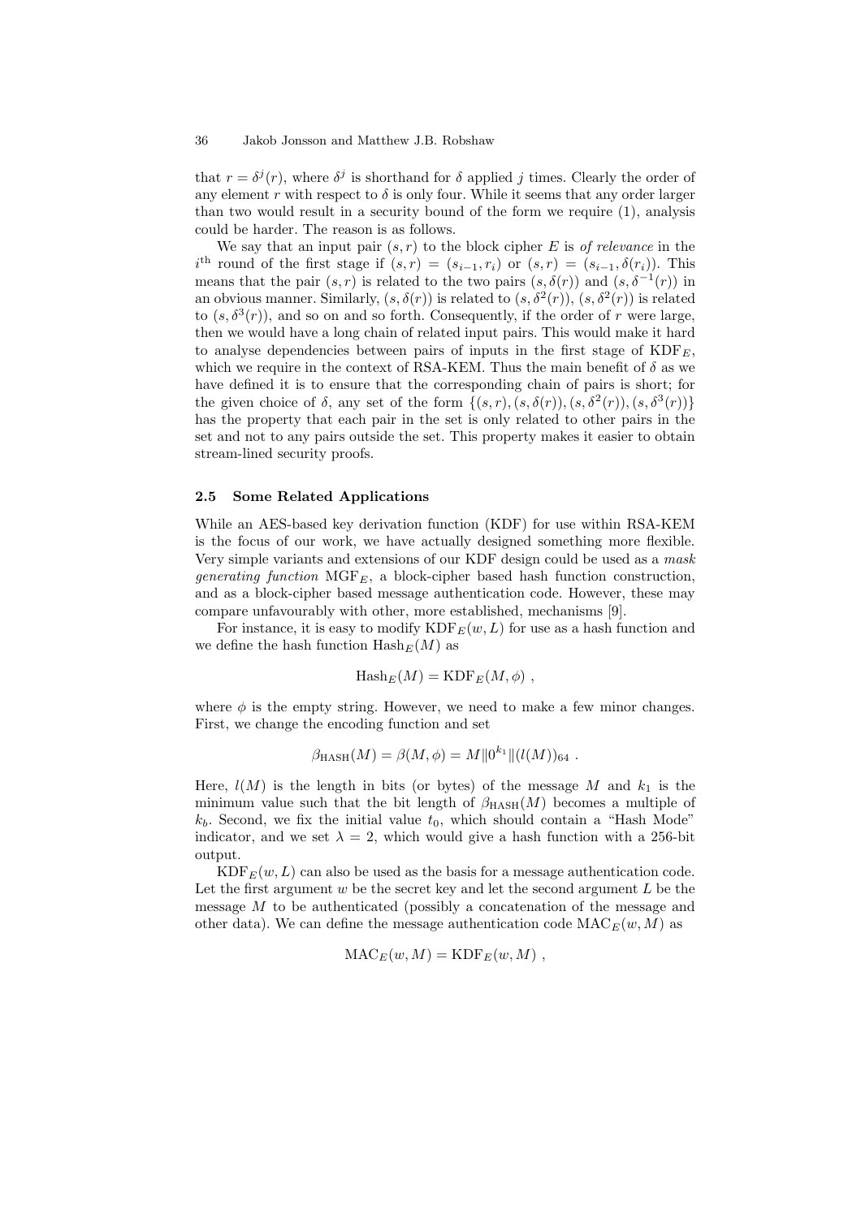that $r = \delta^j(r)$, where $\delta^j$ is shorthand for $\delta$ applied $j$ times. Clearly the order of any element $r$ with respect to $\delta$ is only four. While it seems that any order larger than two would result in a security bound of the form we require (1), analysis could be harder. The reason is as follows.

We say that an input pair $(s, r)$ to the block cipher $E$ is *of relevance* in the $i^{\text{th}}$ round of the first stage if $(s, r) = (s_{i-1}, r_i)$ or $(s, r) = (s_{i-1}, \delta(r_i))$. This means that the pair $(s, r)$ is related to the two pairs $(s, \delta(r))$ and $(s, \delta^{-1}(r))$ in an obvious manner. Similarly, $(s, \delta(r))$ is related to $(s, \delta^2(r))$, $(s, \delta^2(r))$ is related to $(s, \delta^3(r))$, and so on and so forth. Consequently, if the order of $r$ were large, then we would have a long chain of related input pairs. This would make it hard to analyse dependencies between pairs of inputs in the first stage of $\mathrm{KDF}_E$, which we require in the context of RSA-KEM. Thus the main benefit of $\delta$ as we have defined it is to ensure that the corresponding chain of pairs is short; for the given choice of $\delta$, any set of the form $\{(s, r), (s, \delta(r)), (s, \delta^2(r)), (s, \delta^3(r))\}$ has the property that each pair in the set is only related to other pairs in the set and not to any pairs outside the set. This property makes it easier to obtain stream-lined security proofs.

### 2.5 Some Related Applications

While an AES-based key derivation function (KDF) for use within RSA-KEM is the focus of our work, we have actually designed something more flexible. Very simple variants and extensions of our KDF design could be used as a *mask generating function* $\mathrm{MGF}_E$, a block-cipher based hash function construction, and as a block-cipher based message authentication code. However, these may compare unfavourably with other, more established, mechanisms [9].

For instance, it is easy to modify $\mathrm{KDF}_E(w, L)$ for use as a hash function and we define the hash function $\mathrm{Hash}_E(M)$ as

$$\mathrm{Hash}_E(M) = \mathrm{KDF}_E(M, \phi) \ ,$$

where $\phi$ is the empty string. However, we need to make a few minor changes. First, we change the encoding function and set

$$\beta_{\mathrm{HASH}}(M) = \beta(M, \phi) = M \| 0^{k_1} \| (l(M))_{64} \ .$$

Here, $l(M)$ is the length in bits (or bytes) of the message $M$ and $k_1$ is the minimum value such that the bit length of $\beta_{\mathrm{HASH}}(M)$ becomes a multiple of $k_b$. Second, we fix the initial value $t_0$, which should contain a "Hash Mode" indicator, and we set $\lambda = 2$, which would give a hash function with a 256-bit output.

$\mathrm{KDF}_E(w, L)$ can also be used as the basis for a message authentication code. Let the first argument $w$ be the secret key and let the second argument $L$ be the message $M$ to be authenticated (possibly a concatenation of the message and other data). We can define the message authentication code $\mathrm{MAC}_E(w, M)$ as

$$\mathrm{MAC}_E(w, M) = \mathrm{KDF}_E(w, M) \ ,$$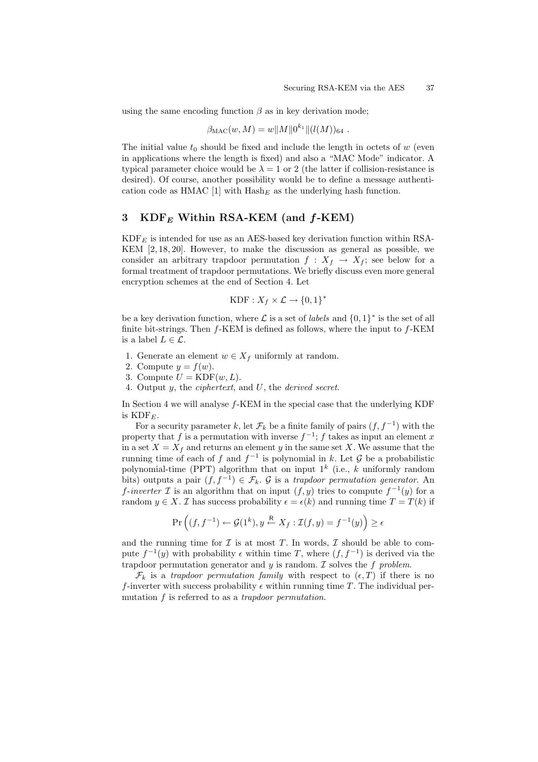using the same encoding function $\beta$ as in key derivation mode;

$$\beta_{\mathrm{MAC}}(w, M) = w \| M \| 0^{k_1} \| (l(M))_{64} \ .$$

The initial value $t_0$ should be fixed and include the length in octets of $w$ (even in applications where the length is fixed) and also a "MAC Mode" indicator. A typical parameter choice would be $\lambda = 1$ or 2 (the latter if collision-resistance is desired). Of course, another possibility would be to define a message authentication code as HMAC [1] with $\mathrm{Hash}_E$ as the underlying hash function.

## 3 $\mathrm{KDF}_E$ Within RSA-KEM (and $f$-KEM)

$\mathrm{KDF}_E$ is intended for use as an AES-based key derivation function within RSA-KEM [2, 18, 20]. However, to make the discussion as general as possible, we consider an arbitrary trapdoor permutation $f : X_f \to X_f$; see below for a formal treatment of trapdoor permutations. We briefly discuss even more general encryption schemes at the end of Section 4. Let

$$\mathrm{KDF} : X_f \times \mathcal{L} \to \{0,1\}^*$$

be a key derivation function, where $\mathcal{L}$ is a set of *labels* and $\{0,1\}^*$ is the set of all finite bit-strings. Then $f$-KEM is defined as follows, where the input to $f$-KEM is a label $L \in \mathcal{L}$.

1. Generate an element $w \in X_f$ uniformly at random.
2. Compute $y = f(w)$.
3. Compute $U = \mathrm{KDF}(w, L)$.
4. Output $y$, the *ciphertext*, and $U$, the *derived secret*.

In Section 4 we will analyse $f$-KEM in the special case that the underlying KDF is $\mathrm{KDF}_E$.

For a security parameter $k$, let $\mathcal{F}_k$ be a finite family of pairs $(f, f^{-1})$ with the property that $f$ is a permutation with inverse $f^{-1}$; $f$ takes as input an element $x$ in a set $X = X_f$ and returns an element $y$ in the same set $X$. We assume that the running time of each of $f$ and $f^{-1}$ is polynomial in $k$. Let $\mathcal{G}$ be a probabilistic polynomial-time (PPT) algorithm that on input $1^k$ (i.e., $k$ uniformly random bits) outputs a pair $(f, f^{-1}) \in \mathcal{F}_k$. $\mathcal{G}$ is a *trapdoor permutation generator*. An *$f$-inverter* $\mathcal{I}$ is an algorithm that on input $(f, y)$ tries to compute $f^{-1}(y)$ for a random $y \in X$. $\mathcal{I}$ has success probability $\epsilon = \epsilon(k)$ and running time $T = T(k)$ if

$$\Pr\left((f, f^{-1}) \leftarrow \mathcal{G}(1^k), y \xleftarrow{\mathsf{R}} X_f : \mathcal{I}(f, y) = f^{-1}(y)\right) \geq \epsilon$$

and the running time for $\mathcal{I}$ is at most $T$. In words, $\mathcal{I}$ should be able to compute $f^{-1}(y)$ with probability $\epsilon$ within time $T$, where $(f, f^{-1})$ is derived via the trapdoor permutation generator and $y$ is random. $\mathcal{I}$ solves the *$f$ problem*.

$\mathcal{F}_k$ is a *trapdoor permutation family* with respect to $(\epsilon, T)$ if there is no $f$-inverter with success probability $\epsilon$ within running time $T$. The individual permutation $f$ is referred to as a *trapdoor permutation*.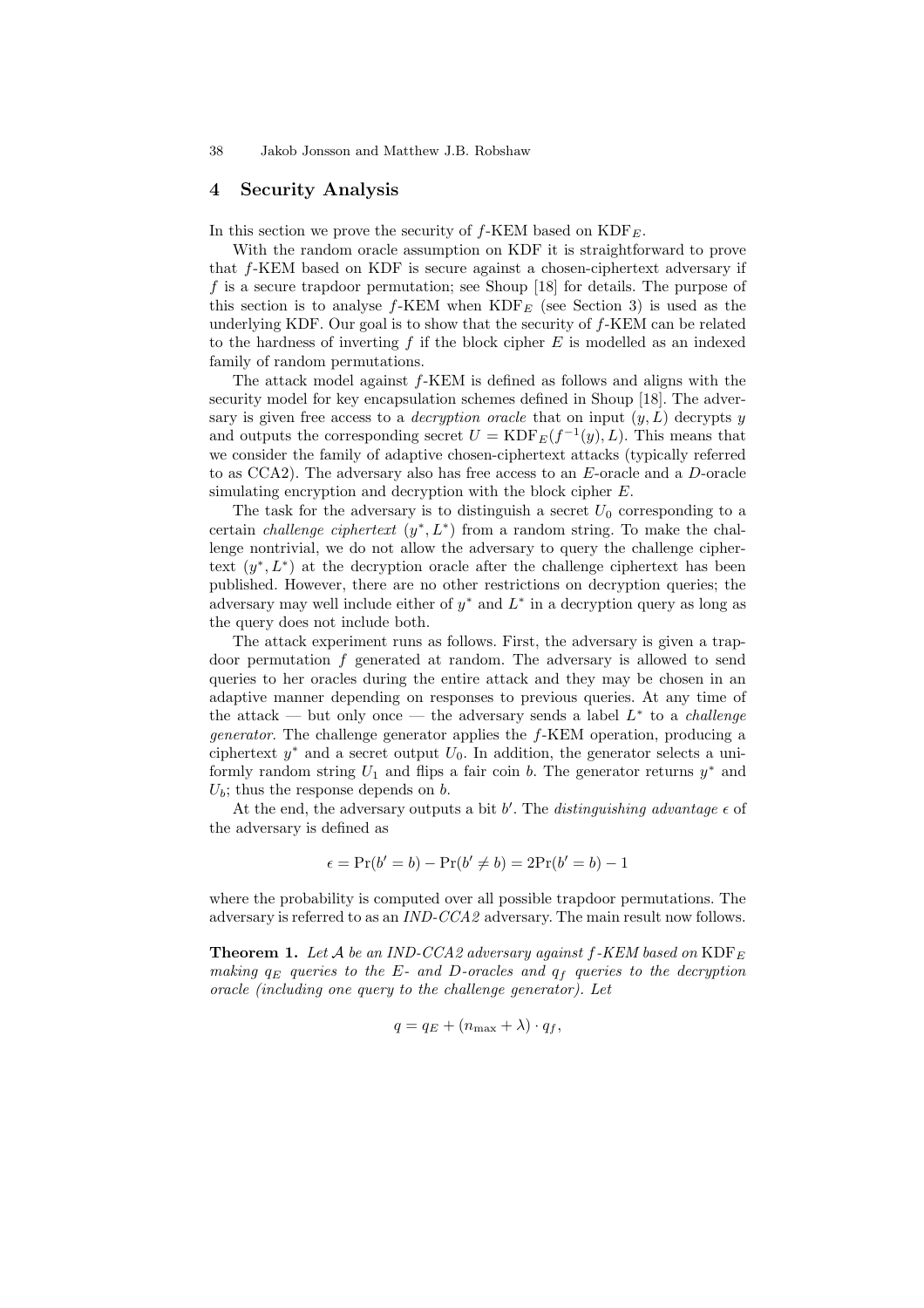## 4 Security Analysis

In this section we prove the security of $f$-KEM based on $\mathrm{KDF}_E$.

With the random oracle assumption on KDF it is straightforward to prove that $f$-KEM based on KDF is secure against a chosen-ciphertext adversary if $f$ is a secure trapdoor permutation; see Shoup [18] for details. The purpose of this section is to analyse $f$-KEM when $\mathrm{KDF}_E$ (see Section 3) is used as the underlying KDF. Our goal is to show that the security of $f$-KEM can be related to the hardness of inverting $f$ if the block cipher $E$ is modelled as an indexed family of random permutations.

The attack model against $f$-KEM is defined as follows and aligns with the security model for key encapsulation schemes defined in Shoup [18]. The adversary is given free access to a *decryption oracle* that on input $(y, L)$ decrypts $y$ and outputs the corresponding secret $U = \mathrm{KDF}_E(f^{-1}(y), L)$. This means that we consider the family of adaptive chosen-ciphertext attacks (typically referred to as CCA2). The adversary also has free access to an $E$-oracle and a $D$-oracle simulating encryption and decryption with the block cipher $E$.

The task for the adversary is to distinguish a secret $U_0$ corresponding to a certain *challenge ciphertext* $(y^*, L^*)$ from a random string. To make the challenge nontrivial, we do not allow the adversary to query the challenge ciphertext $(y^*, L^*)$ at the decryption oracle after the challenge ciphertext has been published. However, there are no other restrictions on decryption queries; the adversary may well include either of $y^*$ and $L^*$ in a decryption query as long as the query does not include both.

The attack experiment runs as follows. First, the adversary is given a trapdoor permutation $f$ generated at random. The adversary is allowed to send queries to her oracles during the entire attack and they may be chosen in an adaptive manner depending on responses to previous queries. At any time of the attack — but only once — the adversary sends a label $L^*$ to a *challenge generator*. The challenge generator applies the $f$-KEM operation, producing a ciphertext $y^*$ and a secret output $U_0$. In addition, the generator selects a uniformly random string $U_1$ and flips a fair coin $b$. The generator returns $y^*$ and $U_b$; thus the response depends on $b$.

At the end, the adversary outputs a bit $b'$. The *distinguishing advantage* $\epsilon$ of the adversary is defined as

$$\epsilon = \Pr(b' = b) - \Pr(b' \neq b) = 2\Pr(b' = b) - 1$$

where the probability is computed over all possible trapdoor permutations. The adversary is referred to as an *IND-CCA2* adversary. The main result now follows.

**Theorem 1.** *Let $\mathcal{A}$ be an IND-CCA2 adversary against $f$-KEM based on $\mathrm{KDF}_E$ making $q_E$ queries to the $E$- and $D$-oracles and $q_f$ queries to the decryption oracle (including one query to the challenge generator). Let*

$$q = q_E + (n_{\max} + \lambda) \cdot q_f,$$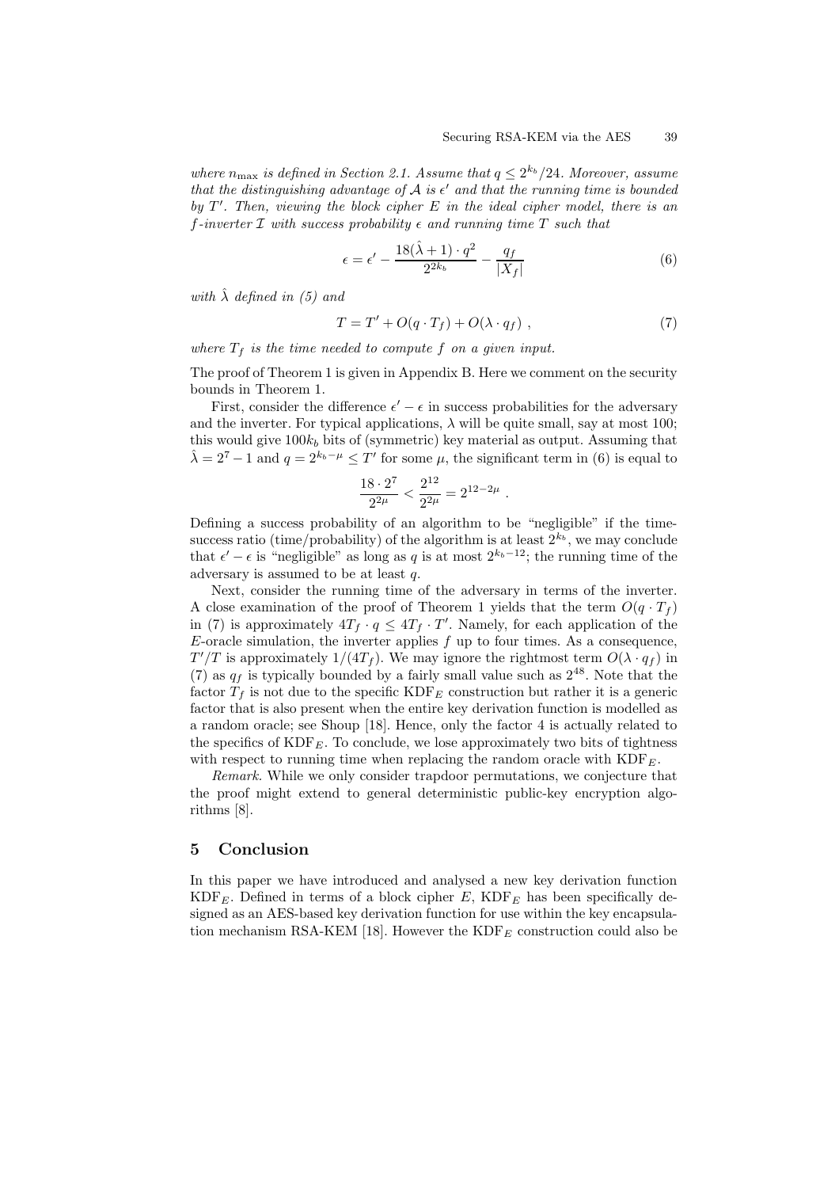*where $n_{\max}$ is defined in Section 2.1. Assume that $q \leq 2^{k_b}/24$. Moreover, assume that the distinguishing advantage of $\mathcal{A}$ is $\epsilon'$ and that the running time is bounded by $T'$. Then, viewing the block cipher $E$ in the ideal cipher model, there is an $f$-inverter $\mathcal{I}$ with success probability $\epsilon$ and running time $T$ such that*

$$\epsilon = \epsilon' - \frac{18(\hat{\lambda}+1) \cdot q^2}{2^{2k_b}} - \frac{q_f}{|X_f|} \tag{6}$$

*with $\hat{\lambda}$ defined in (5) and*

$$T = T' + O(q \cdot T_f) + O(\lambda \cdot q_f) \ , \tag{7}$$

*where $T_f$ is the time needed to compute $f$ on a given input.*

The proof of Theorem 1 is given in Appendix B. Here we comment on the security bounds in Theorem 1.

First, consider the difference $\epsilon' - \epsilon$ in success probabilities for the adversary and the inverter. For typical applications, $\lambda$ will be quite small, say at most 100; this would give $100k_b$ bits of (symmetric) key material as output. Assuming that $\hat{\lambda} = 2^7 - 1$ and $q = 2^{k_b - \mu} \leq T'$ for some $\mu$, the significant term in (6) is equal to

$$\frac{18 \cdot 2^7}{2^{2\mu}} < \frac{2^{12}}{2^{2\mu}} = 2^{12-2\mu} \ .$$

Defining a success probability of an algorithm to be "negligible" if the time-success ratio (time/probability) of the algorithm is at least $2^{k_b}$, we may conclude that $\epsilon' - \epsilon$ is "negligible" as long as $q$ is at most $2^{k_b - 12}$; the running time of the adversary is assumed to be at least $q$.

Next, consider the running time of the adversary in terms of the inverter. A close examination of the proof of Theorem 1 yields that the term $O(q \cdot T_f)$ in (7) is approximately $4T_f \cdot q \leq 4T_f \cdot T'$. Namely, for each application of the $E$-oracle simulation, the inverter applies $f$ up to four times. As a consequence, $T'/T$ is approximately $1/(4T_f)$. We may ignore the rightmost term $O(\lambda \cdot q_f)$ in (7) as $q_f$ is typically bounded by a fairly small value such as $2^{48}$. Note that the factor $T_f$ is not due to the specific $\text{KDF}_E$ construction but rather it is a generic factor that is also present when the entire key derivation function is modelled as a random oracle; see Shoup [18]. Hence, only the factor 4 is actually related to the specifics of $\text{KDF}_E$. To conclude, we lose approximately two bits of tightness with respect to running time when replacing the random oracle with $\text{KDF}_E$.

*Remark.* While we only consider trapdoor permutations, we conjecture that the proof might extend to general deterministic public-key encryption algorithms [8].

## 5 Conclusion

In this paper we have introduced and analysed a new key derivation function $\text{KDF}_E$. Defined in terms of a block cipher $E$, $\text{KDF}_E$ has been specifically designed as an AES-based key derivation function for use within the key encapsulation mechanism RSA-KEM [18]. However the $\text{KDF}_E$ construction could also be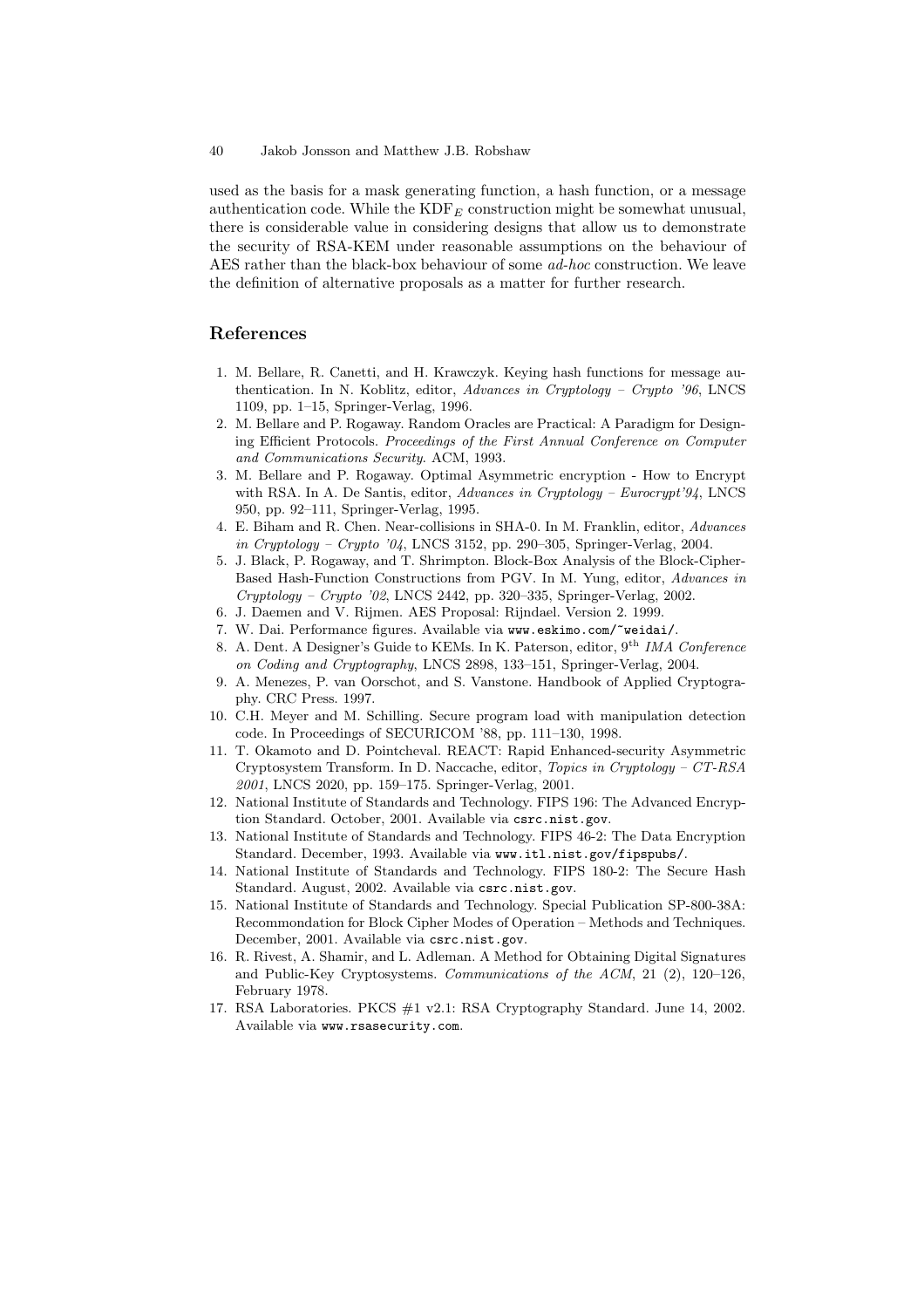used as the basis for a mask generating function, a hash function, or a message authentication code. While the $\mathrm{KDF}_E$ construction might be somewhat unusual, there is considerable value in considering designs that allow us to demonstrate the security of RSA-KEM under reasonable assumptions on the behaviour of AES rather than the black-box behaviour of some *ad-hoc* construction. We leave the definition of alternative proposals as a matter for further research.

## References

1. M. Bellare, R. Canetti, and H. Krawczyk. Keying hash functions for message authentication. In N. Koblitz, editor, *Advances in Cryptology – Crypto '96*, LNCS 1109, pp. 1–15, Springer-Verlag, 1996.
2. M. Bellare and P. Rogaway. Random Oracles are Practical: A Paradigm for Designing Efficient Protocols. *Proceedings of the First Annual Conference on Computer and Communications Security*. ACM, 1993.
3. M. Bellare and P. Rogaway. Optimal Asymmetric encryption - How to Encrypt with RSA. In A. De Santis, editor, *Advances in Cryptology – Eurocrypt'94*, LNCS 950, pp. 92–111, Springer-Verlag, 1995.
4. E. Biham and R. Chen. Near-collisions in SHA-0. In M. Franklin, editor, *Advances in Cryptology – Crypto '04*, LNCS 3152, pp. 290–305, Springer-Verlag, 2004.
5. J. Black, P. Rogaway, and T. Shrimpton. Block-Box Analysis of the Block-Cipher-Based Hash-Function Constructions from PGV. In M. Yung, editor, *Advances in Cryptology – Crypto '02*, LNCS 2442, pp. 320–335, Springer-Verlag, 2002.
6. J. Daemen and V. Rijmen. AES Proposal: Rijndael. Version 2. 1999.
7. W. Dai. Performance figures. Available via `www.eskimo.com/~weidai/`.
8. A. Dent. A Designer's Guide to KEMs. In K. Paterson, editor, 9th *IMA Conference on Coding and Cryptography*, LNCS 2898, 133–151, Springer-Verlag, 2004.
9. A. Menezes, P. van Oorschot, and S. Vanstone. Handbook of Applied Cryptography. CRC Press. 1997.
10. C.H. Meyer and M. Schilling. Secure program load with manipulation detection code. In Proceedings of SECURICOM '88, pp. 111–130, 1998.
11. T. Okamoto and D. Pointcheval. REACT: Rapid Enhanced-security Asymmetric Cryptosystem Transform. In D. Naccache, editor, *Topics in Cryptology – CT-RSA 2001*, LNCS 2020, pp. 159–175. Springer-Verlag, 2001.
12. National Institute of Standards and Technology. FIPS 196: The Advanced Encryption Standard. October, 2001. Available via `csrc.nist.gov`.
13. National Institute of Standards and Technology. FIPS 46-2: The Data Encryption Standard. December, 1993. Available via `www.itl.nist.gov/fipspubs/`.
14. National Institute of Standards and Technology. FIPS 180-2: The Secure Hash Standard. August, 2002. Available via `csrc.nist.gov`.
15. National Institute of Standards and Technology. Special Publication SP-800-38A: Recommondation for Block Cipher Modes of Operation – Methods and Techniques. December, 2001. Available via `csrc.nist.gov`.
16. R. Rivest, A. Shamir, and L. Adleman. A Method for Obtaining Digital Signatures and Public-Key Cryptosystems. *Communications of the ACM*, 21 (2), 120–126, February 1978.
17. RSA Laboratories. PKCS #1 v2.1: RSA Cryptography Standard. June 14, 2002. Available via `www.rsasecurity.com`.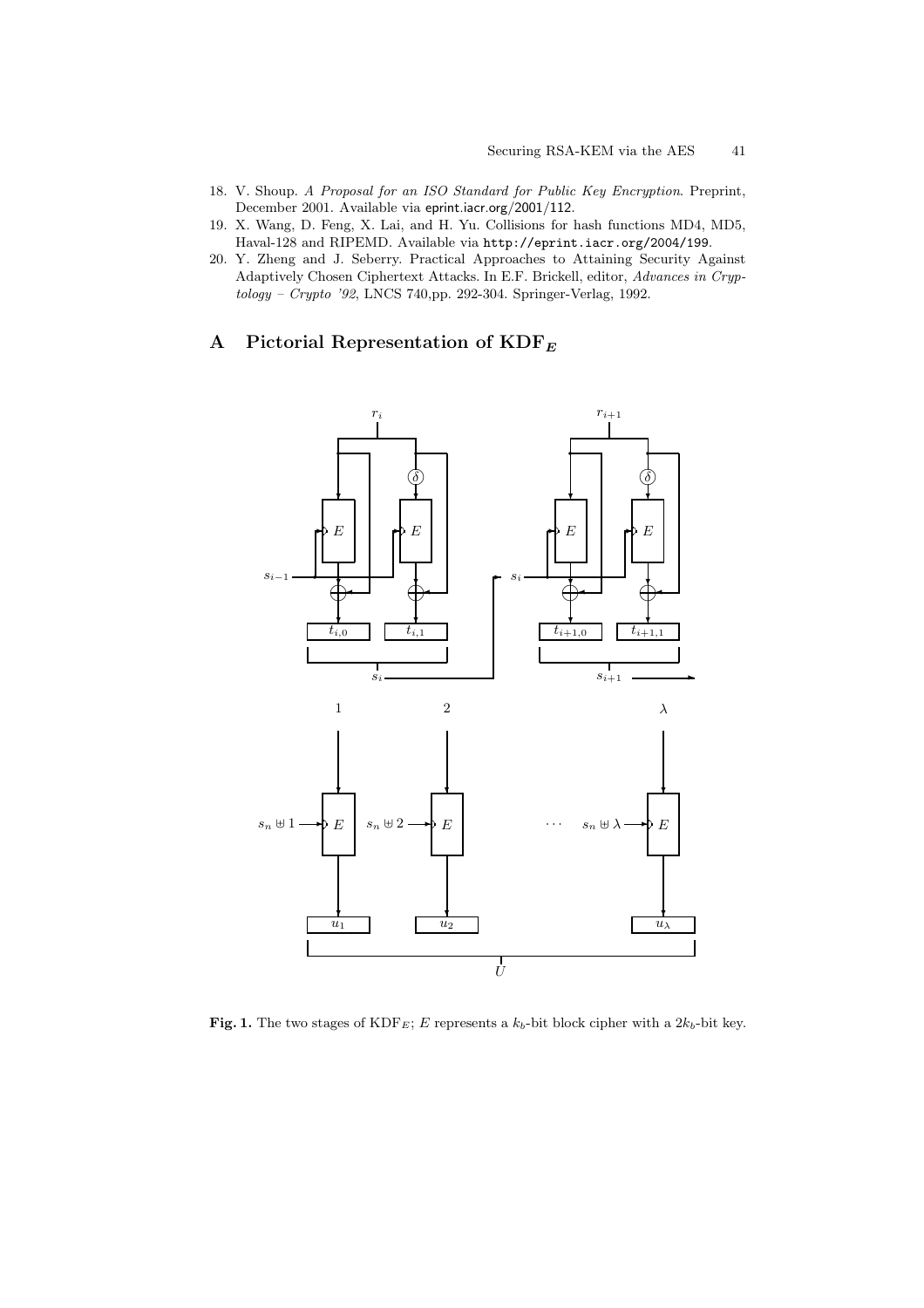18. V. Shoup. *A Proposal for an ISO Standard for Public Key Encryption*. Preprint, December 2001. Available via eprint.iacr.org/2001/112.
19. X. Wang, D. Feng, X. Lai, and H. Yu. Collisions for hash functions MD4, MD5, Haval-128 and RIPEMD. Available via http://eprint.iacr.org/2004/199.
20. Y. Zheng and J. Seberry. Practical Approaches to Attaining Security Against Adaptively Chosen Ciphertext Attacks. In E.F. Brickell, editor, *Advances in Cryptology – Crypto '92*, LNCS 740,pp. 292-304. Springer-Verlag, 1992.

# A Pictorial Representation of $\mathrm{KDF}_E$

**Fig. 1.** The two stages of $\mathrm{KDF}_E$; $E$ represents a $k_b$-bit block cipher with a $2k_b$-bit key.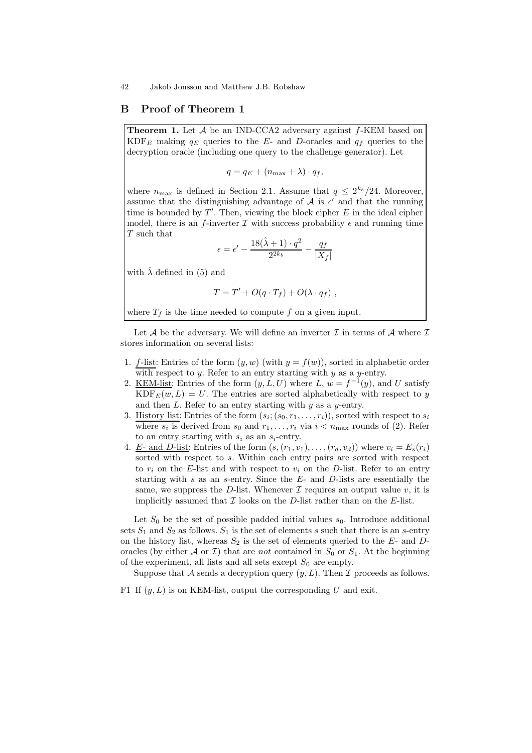## B Proof of Theorem 1

**Theorem 1.** Let $\mathcal{A}$ be an IND-CCA2 adversary against $f$-KEM based on $\text{KDF}_E$ making $q_E$ queries to the $E$- and $D$-oracles and $q_f$ queries to the decryption oracle (including one query to the challenge generator). Let

$$q = q_E + (n_{\max} + \lambda) \cdot q_f,$$

where $n_{\max}$ is defined in Section 2.1. Assume that $q \leq 2^{k_b}/24$. Moreover, assume that the distinguishing advantage of $\mathcal{A}$ is $\epsilon'$ and that the running time is bounded by $T'$. Then, viewing the block cipher $E$ in the ideal cipher model, there is an $f$-inverter $\mathcal{I}$ with success probability $\epsilon$ and running time $T$ such that

$$\epsilon = \epsilon' - \frac{18(\hat{\lambda} + 1) \cdot q^2}{2^{2k_b}} - \frac{q_f}{|X_f|}$$

with $\hat{\lambda}$ defined in (5) and

$$T = T' + O(q \cdot T_f) + O(\lambda \cdot q_f) \ ,$$

where $T_f$ is the time needed to compute $f$ on a given input.

Let $\mathcal{A}$ be the adversary. We will define an inverter $\mathcal{I}$ in terms of $\mathcal{A}$ where $\mathcal{I}$ stores information on several lists:

1. f-list: Entries of the form $(y, w)$ (with $y = f(w)$), sorted in alphabetic order with respect to $y$. Refer to an entry starting with $y$ as a $y$-entry.
2. KEM-list: Entries of the form $(y, L, U)$ where $L$, $w = f^{-1}(y)$, and $U$ satisfy $\text{KDF}_E(w, L) = U$. The entries are sorted alphabetically with respect to $y$ and then $L$. Refer to an entry starting with $y$ as a $y$-entry.
3. History list: Entries of the form $(s_i; (s_0, r_1, \ldots, r_i))$, sorted with respect to $s_i$ where $s_i$ is derived from $s_0$ and $r_1, \ldots, r_i$ via $i < n_{\max}$ rounds of (2). Refer to an entry starting with $s_i$ as an $s_i$-entry.
4. E- and D-list: Entries of the form $(s, (r_1, v_1), \ldots, (r_d, v_d))$ where $v_i = E_s(r_i)$ sorted with respect to $s$. Within each entry pairs are sorted with respect to $r_i$ on the $E$-list and with respect to $v_i$ on the $D$-list. Refer to an entry starting with $s$ as an $s$-entry. Since the $E$- and $D$-lists are essentially the same, we suppress the $D$-list. Whenever $\mathcal{I}$ requires an output value $v$, it is implicitly assumed that $\mathcal{I}$ looks on the $D$-list rather than on the $E$-list.

Let $S_0$ be the set of possible padded initial values $s_0$. Introduce additional sets $S_1$ and $S_2$ as follows. $S_1$ is the set of elements $s$ such that there is an $s$-entry on the history list, whereas $S_2$ is the set of elements queried to the $E$- and $D$-oracles (by either $\mathcal{A}$ or $\mathcal{I}$) that are *not* contained in $S_0$ or $S_1$. At the beginning of the experiment, all lists and all sets except $S_0$ are empty.

Suppose that $\mathcal{A}$ sends a decryption query $(y, L)$. Then $\mathcal{I}$ proceeds as follows.

F1 If $(y, L)$ is on KEM-list, output the corresponding $U$ and exit.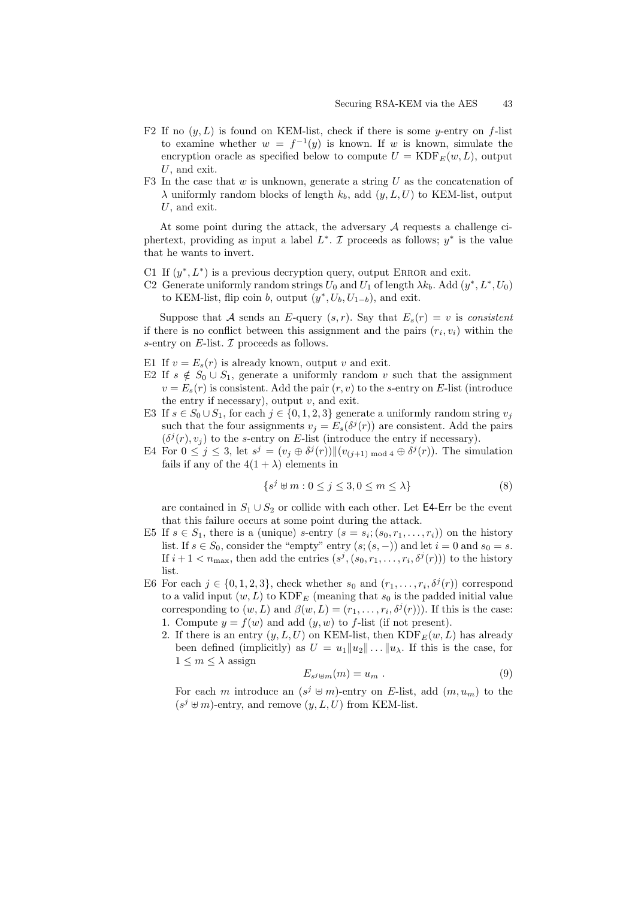F2 If no $(y, L)$ is found on KEM-list, check if there is some $y$-entry on $f$-list to examine whether $w = f^{-1}(y)$ is known. If $w$ is known, simulate the encryption oracle as specified below to compute $U = \mathrm{KDF}_E(w, L)$, output $U$, and exit.

F3 In the case that $w$ is unknown, generate a string $U$ as the concatenation of $\lambda$ uniformly random blocks of length $k_b$, add $(y, L, U)$ to KEM-list, output $U$, and exit.

At some point during the attack, the adversary $\mathcal{A}$ requests a challenge ciphertext, providing as input a label $L^*$. $\mathcal{I}$ proceeds as follows; $y^*$ is the value that he wants to invert.

C1 If $(y^*, L^*)$ is a previous decryption query, output ERROR and exit.

C2 Generate uniformly random strings $U_0$ and $U_1$ of length $\lambda k_b$. Add $(y^*, L^*, U_0)$ to KEM-list, flip coin $b$, output $(y^*, U_b, U_{1-b})$, and exit.

Suppose that $\mathcal{A}$ sends an $E$-query $(s, r)$. Say that $E_s(r) = v$ is *consistent* if there is no conflict between this assignment and the pairs $(r_i, v_i)$ within the $s$-entry on $E$-list. $\mathcal{I}$ proceeds as follows.

E1 If $v = E_s(r)$ is already known, output $v$ and exit.

E2 If $s \notin S_0 \cup S_1$, generate a uniformly random $v$ such that the assignment $v = E_s(r)$ is consistent. Add the pair $(r, v)$ to the $s$-entry on $E$-list (introduce the entry if necessary), output $v$, and exit.

E3 If $s \in S_0 \cup S_1$, for each $j \in \{0, 1, 2, 3\}$ generate a uniformly random string $v_j$ such that the four assignments $v_j = E_s(\delta^j(r))$ are consistent. Add the pairs $(\delta^j(r), v_j)$ to the $s$-entry on $E$-list (introduce the entry if necessary).

E4 For $0 \leq j \leq 3$, let $s^j = (v_j \oplus \delta^j(r)) \| (v_{(j+1) \bmod 4} \oplus \delta^j(r))$. The simulation fails if any of the $4(1 + \lambda)$ elements in

$$\{s^j \uplus m : 0 \leq j \leq 3, 0 \leq m \leq \lambda\} \tag{8}$$

are contained in $S_1 \cup S_2$ or collide with each other. Let $\mathsf{E4\text{-}Err}$ be the event that this failure occurs at some point during the attack.

E5 If $s \in S_1$, there is a (unique) $s$-entry $(s = s_i; (s_0, r_1, \ldots, r_i))$ on the history list. If $s \in S_0$, consider the "empty" entry $(s; (s, -))$ and let $i = 0$ and $s_0 = s$. If $i + 1 < n_{\max}$, then add the entries $(s^j, (s_0, r_1, \ldots, r_i, \delta^j(r)))$ to the history list.

E6 For each $j \in \{0, 1, 2, 3\}$, check whether $s_0$ and $(r_1, \ldots, r_i, \delta^j(r))$ correspond to a valid input $(w, L)$ to $\mathrm{KDF}_E$ (meaning that $s_0$ is the padded initial value corresponding to $(w, L)$ and $\beta(w, L) = (r_1, \ldots, r_i, \delta^j(r))$). If this is the case:
1. Compute $y = f(w)$ and add $(y, w)$ to $f$-list (if not present).
2. If there is an entry $(y, L, U)$ on KEM-list, then $\mathrm{KDF}_E(w, L)$ has already been defined (implicitly) as $U = u_1 \| u_2 \| \ldots \| u_\lambda$. If this is the case, for $1 \leq m \leq \lambda$ assign
$$E_{s^j \uplus m}(m) = u_m \ . \tag{9}$$
For each $m$ introduce an $(s^j \uplus m)$-entry on $E$-list, add $(m, u_m)$ to the $(s^j \uplus m)$-entry, and remove $(y, L, U)$ from KEM-list.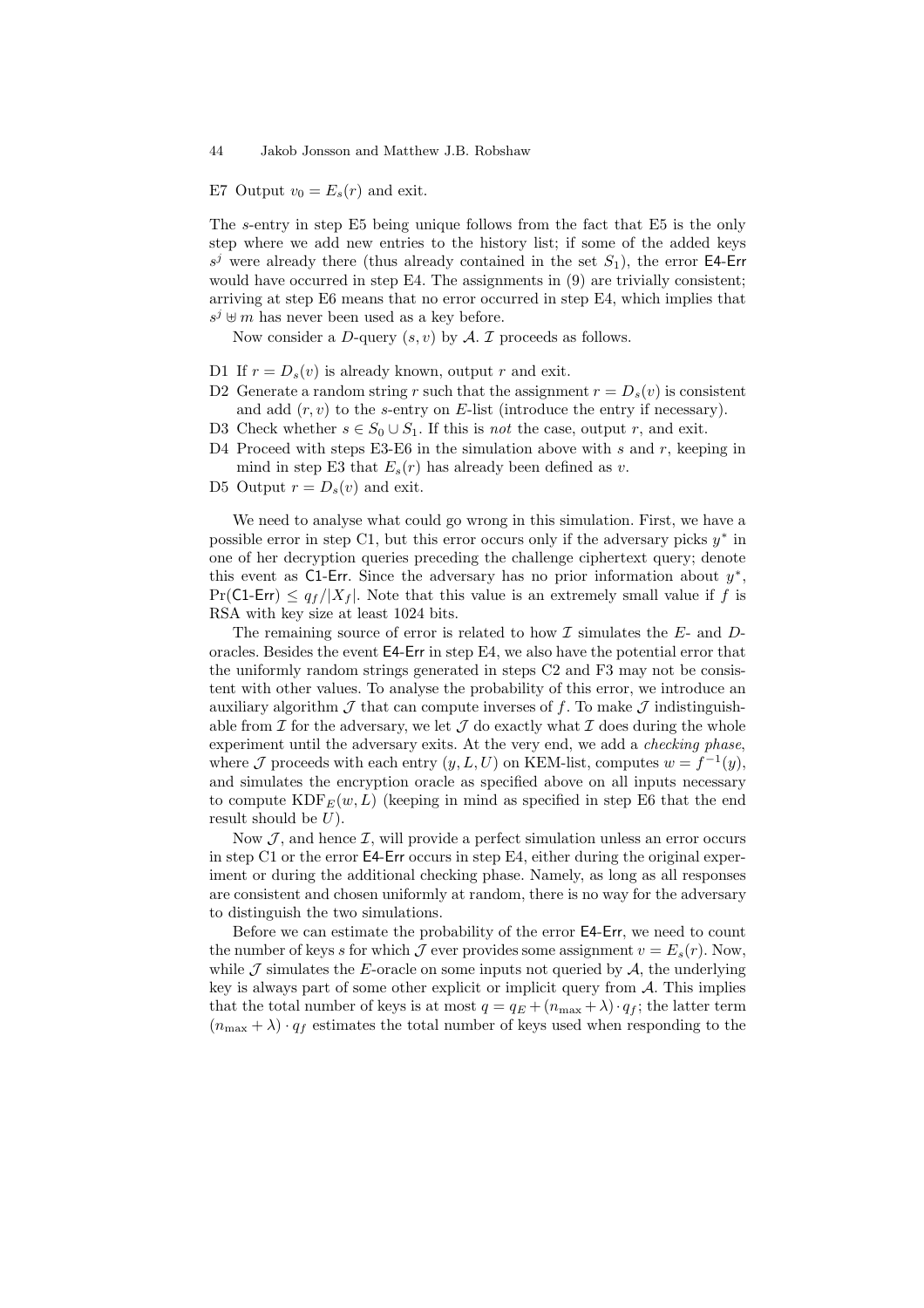E7 Output $v_0 = E_s(r)$ and exit.

The $s$-entry in step E5 being unique follows from the fact that E5 is the only step where we add new entries to the history list; if some of the added keys $s^j$ were already there (thus already contained in the set $S_1$), the error E4-Err would have occurred in step E4. The assignments in (9) are trivially consistent; arriving at step E6 means that no error occurred in step E4, which implies that $s^j \uplus m$ has never been used as a key before.

Now consider a $D$-query $(s, v)$ by $\mathcal{A}$. $\mathcal{I}$ proceeds as follows.

D1 If $r = D_s(v)$ is already known, output $r$ and exit.
D2 Generate a random string $r$ such that the assignment $r = D_s(v)$ is consistent and add $(r, v)$ to the $s$-entry on $E$-list (introduce the entry if necessary).
D3 Check whether $s \in S_0 \cup S_1$. If this is *not* the case, output $r$, and exit.
D4 Proceed with steps E3-E6 in the simulation above with $s$ and $r$, keeping in mind in step E3 that $E_s(r)$ has already been defined as $v$.
D5 Output $r = D_s(v)$ and exit.

We need to analyse what could go wrong in this simulation. First, we have a possible error in step C1, but this error occurs only if the adversary picks $y^*$ in one of her decryption queries preceding the challenge ciphertext query; denote this event as C1-Err. Since the adversary has no prior information about $y^*$, $\Pr(\text{C1-Err}) \leq q_f/|X_f|$. Note that this value is an extremely small value if $f$ is RSA with key size at least 1024 bits.

The remaining source of error is related to how $\mathcal{I}$ simulates the $E$- and $D$-oracles. Besides the event E4-Err in step E4, we also have the potential error that the uniformly random strings generated in steps C2 and F3 may not be consistent with other values. To analyse the probability of this error, we introduce an auxiliary algorithm $\mathcal{J}$ that can compute inverses of $f$. To make $\mathcal{J}$ indistinguishable from $\mathcal{I}$ for the adversary, we let $\mathcal{J}$ do exactly what $\mathcal{I}$ does during the whole experiment until the adversary exits. At the very end, we add a *checking phase*, where $\mathcal{J}$ proceeds with each entry $(y, L, U)$ on KEM-list, computes $w = f^{-1}(y)$, and simulates the encryption oracle as specified above on all inputs necessary to compute $\text{KDF}_E(w, L)$ (keeping in mind as specified in step E6 that the end result should be $U$).

Now $\mathcal{J}$, and hence $\mathcal{I}$, will provide a perfect simulation unless an error occurs in step C1 or the error E4-Err occurs in step E4, either during the original experiment or during the additional checking phase. Namely, as long as all responses are consistent and chosen uniformly at random, there is no way for the adversary to distinguish the two simulations.

Before we can estimate the probability of the error E4-Err, we need to count the number of keys $s$ for which $\mathcal{J}$ ever provides some assignment $v = E_s(r)$. Now, while $\mathcal{J}$ simulates the $E$-oracle on some inputs not queried by $\mathcal{A}$, the underlying key is always part of some other explicit or implicit query from $\mathcal{A}$. This implies that the total number of keys is at most $q = q_E + (n_{\max} + \lambda) \cdot q_f$; the latter term $(n_{\max} + \lambda) \cdot q_f$ estimates the total number of keys used when responding to the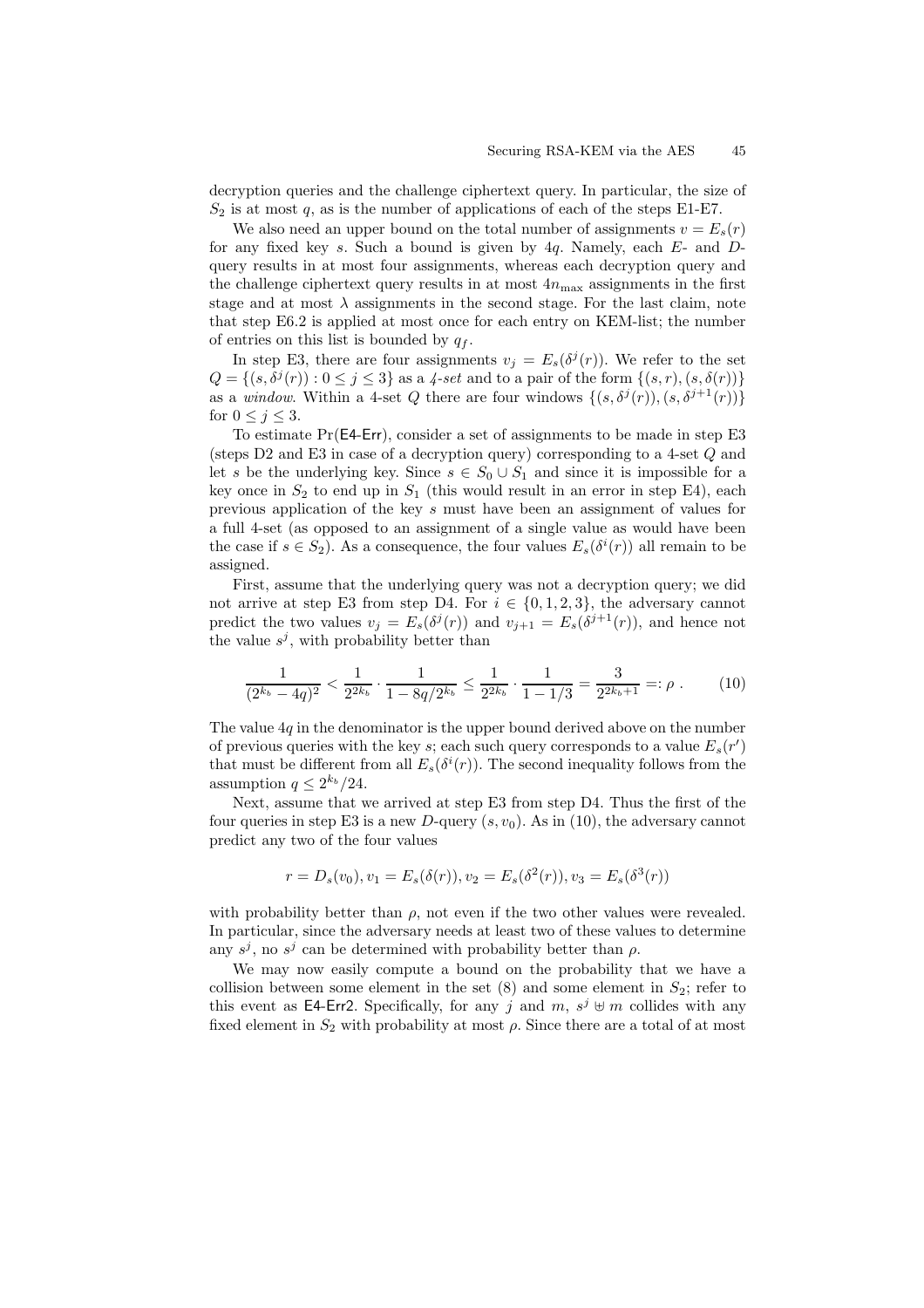decryption queries and the challenge ciphertext query. In particular, the size of $S_2$ is at most $q$, as is the number of applications of each of the steps E1-E7.

We also need an upper bound on the total number of assignments $v = E_s(r)$ for any fixed key $s$. Such a bound is given by $4q$. Namely, each $E$- and $D$-query results in at most four assignments, whereas each decryption query and the challenge ciphertext query results in at most $4n_{\max}$ assignments in the first stage and at most $\lambda$ assignments in the second stage. For the last claim, note that step E6.2 is applied at most once for each entry on KEM-list; the number of entries on this list is bounded by $q_f$.

In step E3, there are four assignments $v_j = E_s(\delta^j(r))$. We refer to the set $Q = \{(s, \delta^j(r)) : 0 \le j \le 3\}$ as a *4-set* and to a pair of the form $\{(s, r), (s, \delta(r))\}$ as a *window*. Within a 4-set $Q$ there are four windows $\{(s, \delta^j(r)), (s, \delta^{j+1}(r))\}$ for $0 \le j \le 3$.

To estimate $\Pr(\textsf{E4-Err})$, consider a set of assignments to be made in step E3 (steps D2 and E3 in case of a decryption query) corresponding to a 4-set $Q$ and let $s$ be the underlying key. Since $s \in S_0 \cup S_1$ and since it is impossible for a key once in $S_2$ to end up in $S_1$ (this would result in an error in step E4), each previous application of the key $s$ must have been an assignment of values for a full 4-set (as opposed to an assignment of a single value as would have been the case if $s \in S_2$). As a consequence, the four values $E_s(\delta^i(r))$ all remain to be assigned.

First, assume that the underlying query was not a decryption query; we did not arrive at step E3 from step D4. For $i \in \{0, 1, 2, 3\}$, the adversary cannot predict the two values $v_j = E_s(\delta^j(r))$ and $v_{j+1} = E_s(\delta^{j+1}(r))$, and hence not the value $s^j$, with probability better than

$$\frac{1}{(2^{k_b} - 4q)^2} < \frac{1}{2^{2k_b}} \cdot \frac{1}{1 - 8q/2^{k_b}} \le \frac{1}{2^{2k_b}} \cdot \frac{1}{1 - 1/3} = \frac{3}{2^{2k_b+1}} =: \rho \ . \tag{10}$$

The value $4q$ in the denominator is the upper bound derived above on the number of previous queries with the key $s$; each such query corresponds to a value $E_s(r')$ that must be different from all $E_s(\delta^i(r))$. The second inequality follows from the assumption $q \le 2^{k_b}/24$.

Next, assume that we arrived at step E3 from step D4. Thus the first of the four queries in step E3 is a new $D$-query $(s, v_0)$. As in (10), the adversary cannot predict any two of the four values

$$r = D_s(v_0), v_1 = E_s(\delta(r)), v_2 = E_s(\delta^2(r)), v_3 = E_s(\delta^3(r))$$

with probability better than $\rho$, not even if the two other values were revealed. In particular, since the adversary needs at least two of these values to determine any $s^j$, no $s^j$ can be determined with probability better than $\rho$.

We may now easily compute a bound on the probability that we have a collision between some element in the set (8) and some element in $S_2$; refer to this event as $\textsf{E4-Err2}$. Specifically, for any $j$ and $m$, $s^j \uplus m$ collides with any fixed element in $S_2$ with probability at most $\rho$. Since there are a total of at most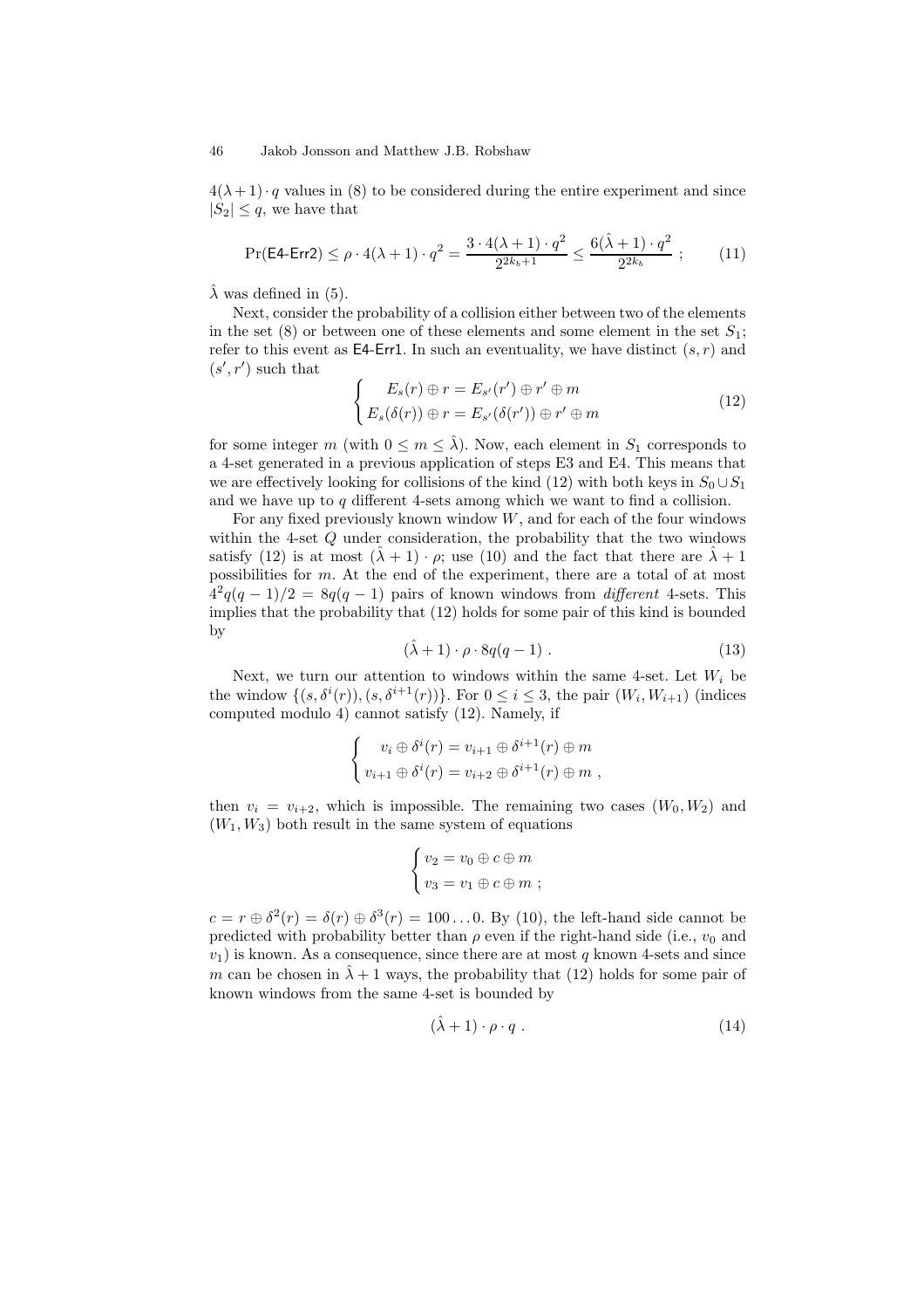$4(\lambda+1)\cdot q$ values in (8) to be considered during the entire experiment and since $|S_2| \leq q$, we have that

$$\Pr(\textsf{E4-Err2}) \leq \rho \cdot 4(\lambda+1)\cdot q^2 = \frac{3\cdot 4(\lambda+1)\cdot q^2}{2^{2k_b+1}} \leq \frac{6(\hat{\lambda}+1)\cdot q^2}{2^{2k_b}} \; ; \tag{11}$$

$\hat{\lambda}$ was defined in (5).

Next, consider the probability of a collision either between two of the elements in the set (8) or between one of these elements and some element in the set $S_1$; refer to this event as E4-Err1. In such an eventuality, we have distinct $(s, r)$ and $(s', r')$ such that

$$\begin{cases} E_s(r) \oplus r = E_{s'}(r') \oplus r' \oplus m \\ E_s(\delta(r)) \oplus r = E_{s'}(\delta(r')) \oplus r' \oplus m \end{cases} \tag{12}$$

for some integer $m$ (with $0 \leq m \leq \hat{\lambda}$). Now, each element in $S_1$ corresponds to a 4-set generated in a previous application of steps E3 and E4. This means that we are effectively looking for collisions of the kind (12) with both keys in $S_0 \cup S_1$ and we have up to $q$ different 4-sets among which we want to find a collision.

For any fixed previously known window $W$, and for each of the four windows within the 4-set $Q$ under consideration, the probability that the two windows satisfy (12) is at most $(\hat{\lambda}+1)\cdot\rho$; use (10) and the fact that there are $\hat{\lambda}+1$ possibilities for $m$. At the end of the experiment, there are a total of at most $4^2 q(q-1)/2 = 8q(q-1)$ pairs of known windows from *different* 4-sets. This implies that the probability that (12) holds for some pair of this kind is bounded by

$$(\hat{\lambda}+1)\cdot\rho\cdot 8q(q-1) \; . \tag{13}$$

Next, we turn our attention to windows within the same 4-set. Let $W_i$ be the window $\{(s, \delta^i(r)), (s, \delta^{i+1}(r))\}$. For $0 \leq i \leq 3$, the pair $(W_i, W_{i+1})$ (indices computed modulo 4) cannot satisfy (12). Namely, if

$$\begin{cases} v_i \oplus \delta^i(r) = v_{i+1} \oplus \delta^{i+1}(r) \oplus m \\ v_{i+1} \oplus \delta^i(r) = v_{i+2} \oplus \delta^{i+1}(r) \oplus m \; , \end{cases}$$

then $v_i = v_{i+2}$, which is impossible. The remaining two cases $(W_0, W_2)$ and $(W_1, W_3)$ both result in the same system of equations

$$\begin{cases} v_2 = v_0 \oplus c \oplus m \\ v_3 = v_1 \oplus c \oplus m \; ; \end{cases}$$

$c = r \oplus \delta^2(r) = \delta(r) \oplus \delta^3(r) = 100\ldots0$. By (10), the left-hand side cannot be predicted with probability better than $\rho$ even if the right-hand side (i.e., $v_0$ and $v_1$) is known. As a consequence, since there are at most $q$ known 4-sets and since $m$ can be chosen in $\hat{\lambda}+1$ ways, the probability that (12) holds for some pair of known windows from the same 4-set is bounded by

$$(\hat{\lambda}+1)\cdot\rho\cdot q \; . \tag{14}$$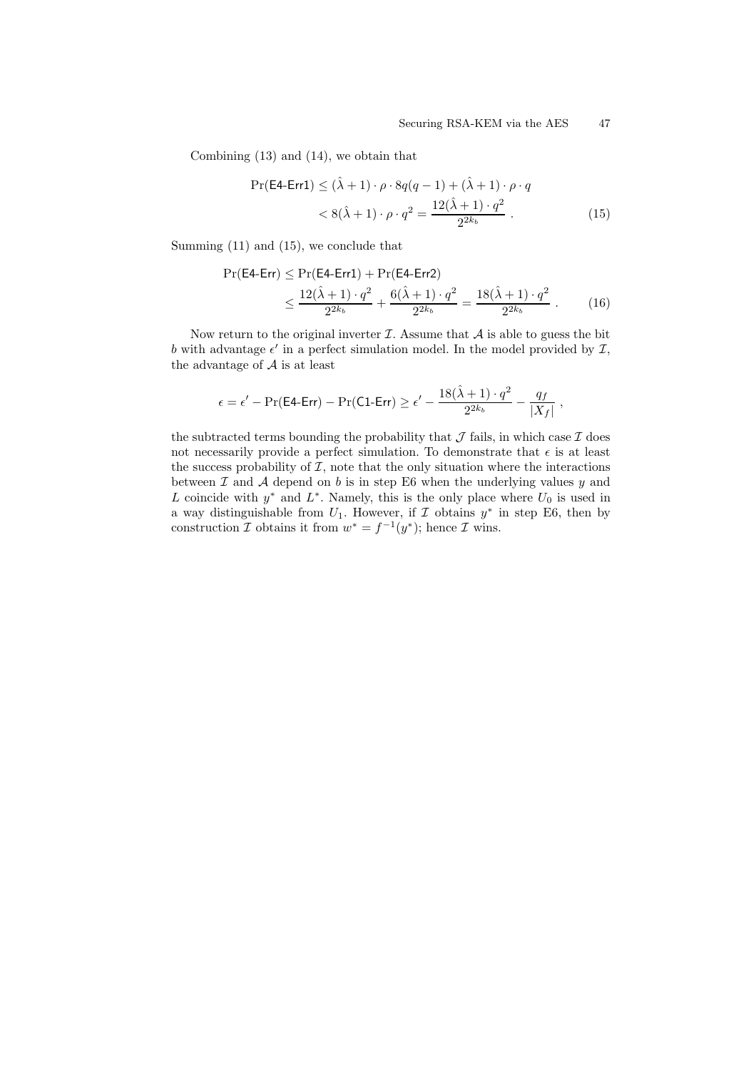Combining (13) and (14), we obtain that

$$\begin{aligned}\Pr(\mathsf{E4\text{-}Err1}) &\leq (\hat{\lambda}+1)\cdot\rho\cdot 8q(q-1) + (\hat{\lambda}+1)\cdot\rho\cdot q \\ &< 8(\hat{\lambda}+1)\cdot\rho\cdot q^2 = \frac{12(\hat{\lambda}+1)\cdot q^2}{2^{2k_b}}\ . \end{aligned} \tag{15}$$

Summing (11) and (15), we conclude that

$$\begin{aligned}\Pr(\mathsf{E4\text{-}Err}) &\leq \Pr(\mathsf{E4\text{-}Err1}) + \Pr(\mathsf{E4\text{-}Err2}) \\ &\leq \frac{12(\hat{\lambda}+1)\cdot q^2}{2^{2k_b}} + \frac{6(\hat{\lambda}+1)\cdot q^2}{2^{2k_b}} = \frac{18(\hat{\lambda}+1)\cdot q^2}{2^{2k_b}}\ . \end{aligned} \tag{16}$$

Now return to the original inverter $\mathcal{I}$. Assume that $\mathcal{A}$ is able to guess the bit $b$ with advantage $\epsilon'$ in a perfect simulation model. In the model provided by $\mathcal{I}$, the advantage of $\mathcal{A}$ is at least

$$\epsilon = \epsilon' - \Pr(\mathsf{E4\text{-}Err}) - \Pr(\mathsf{C1\text{-}Err}) \geq \epsilon' - \frac{18(\hat{\lambda}+1)\cdot q^2}{2^{2k_b}} - \frac{q_f}{|X_f|}\ ,$$

the subtracted terms bounding the probability that $\mathcal{J}$ fails, in which case $\mathcal{I}$ does not necessarily provide a perfect simulation. To demonstrate that $\epsilon$ is at least the success probability of $\mathcal{I}$, note that the only situation where the interactions between $\mathcal{I}$ and $\mathcal{A}$ depend on $b$ is in step E6 when the underlying values $y$ and $L$ coincide with $y^*$ and $L^*$. Namely, this is the only place where $U_0$ is used in a way distinguishable from $U_1$. However, if $\mathcal{I}$ obtains $y^*$ in step E6, then by construction $\mathcal{I}$ obtains it from $w^* = f^{-1}(y^*)$; hence $\mathcal{I}$ wins.